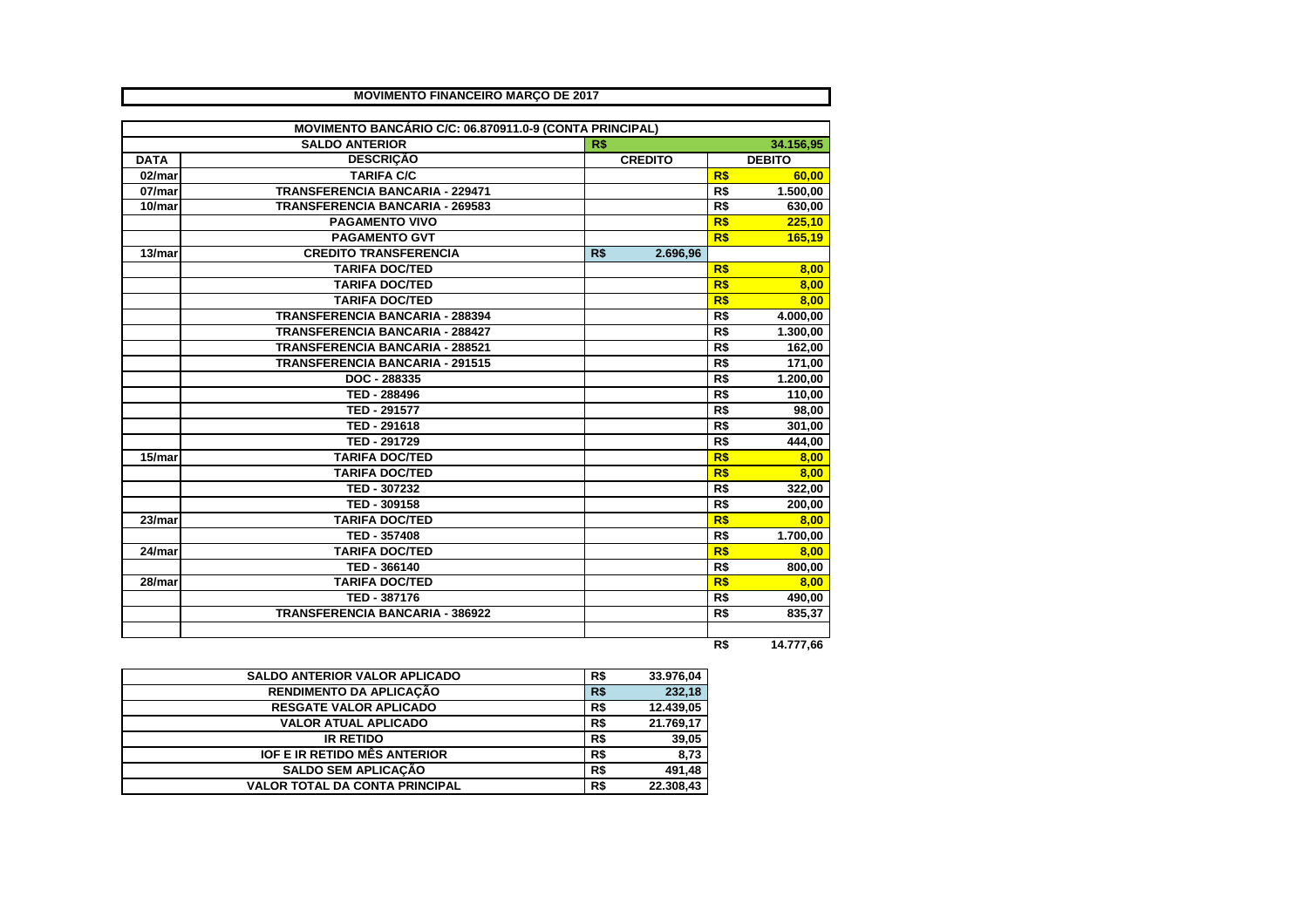# MOVIMENTO FINANCEIRO MARÇO DE 2017

| MOVIMENTO BANCÁRIO C/C: 06.870911.0-9 (CONTA PRINCIPAL) | | | |
|---|---|---|---|
| | SALDO ANTERIOR | R$ | 34.156,95 |
| DATA | DESCRIÇÃO | CREDITO | DEBITO |
| 02/mar | TARIFA C/C | | R$ 60,00 |
| 07/mar | TRANSFERENCIA BANCARIA - 229471 | | R$ 1.500,00 |
| 10/mar | TRANSFERENCIA BANCARIA - 269583 | | R$ 630,00 |
| | PAGAMENTO VIVO | | R$ 225,10 |
| | PAGAMENTO GVT | | R$ 165,19 |
| 13/mar | CREDITO TRANSFERENCIA | R$ 2.696,96 | |
| | TARIFA DOC/TED | | R$ 8,00 |
| | TARIFA DOC/TED | | R$ 8,00 |
| | TARIFA DOC/TED | | R$ 8,00 |
| | TRANSFERENCIA BANCARIA - 288394 | | R$ 4.000,00 |
| | TRANSFERENCIA BANCARIA - 288427 | | R$ 1.300,00 |
| | TRANSFERENCIA BANCARIA - 288521 | | R$ 162,00 |
| | TRANSFERENCIA BANCARIA - 291515 | | R$ 171,00 |
| | DOC - 288335 | | R$ 1.200,00 |
| | TED - 288496 | | R$ 110,00 |
| | TED - 291577 | | R$ 98,00 |
| | TED - 291618 | | R$ 301,00 |
| | TED - 291729 | | R$ 444,00 |
| 15/mar | TARIFA DOC/TED | | R$ 8,00 |
| | TARIFA DOC/TED | | R$ 8,00 |
| | TED - 307232 | | R$ 322,00 |
| | TED - 309158 | | R$ 200,00 |
| 23/mar | TARIFA DOC/TED | | R$ 8,00 |
| | TED - 357408 | | R$ 1.700,00 |
| 24/mar | TARIFA DOC/TED | | R$ 8,00 |
| | TED - 366140 | | R$ 800,00 |
| 28/mar | TARIFA DOC/TED | | R$ 8,00 |
| | TED - 387176 | | R$ 490,00 |
| | TRANSFERENCIA BANCARIA - 386922 | | R$ 835,37 |
| | | | |
| | | | R$ 14.777,66 |

| | |
|---|---|
| SALDO ANTERIOR VALOR APLICADO | R$ 33.976,04 |
| RENDIMENTO DA APLICAÇÃO | R$ 232,18 |
| RESGATE VALOR APLICADO | R$ 12.439,05 |
| VALOR ATUAL APLICADO | R$ 21.769,17 |
| IR RETIDO | R$ 39,05 |
| IOF E IR RETIDO MÊS ANTERIOR | R$ 8,73 |
| SALDO SEM APLICAÇÃO | R$ 491,48 |
| VALOR TOTAL DA CONTA PRINCIPAL | R$ 22.308,43 |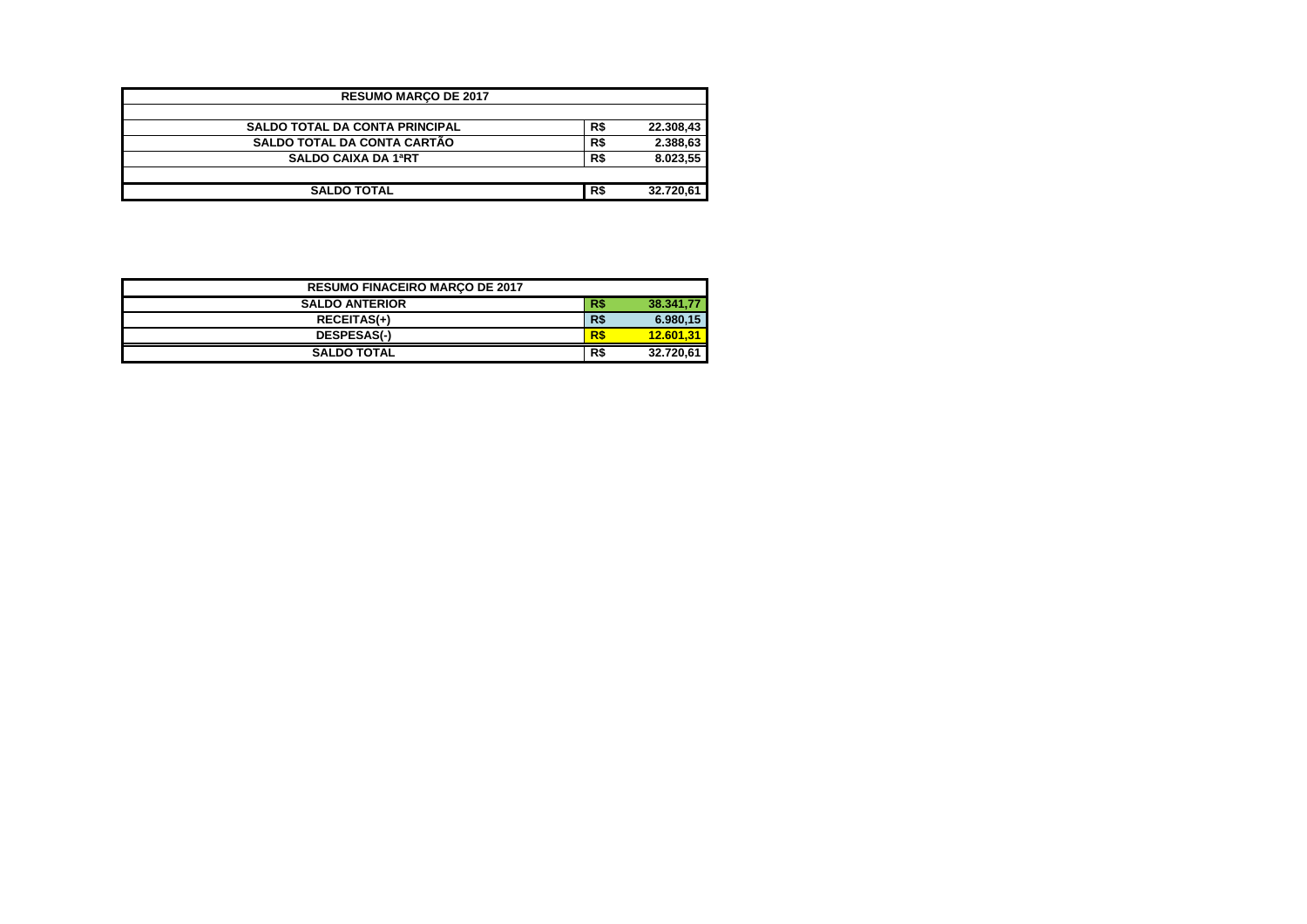| RESUMO MARÇO DE 2017 | | |
|---|---|---|
| | | |
| SALDO TOTAL DA CONTA PRINCIPAL | R$ | 22.308,43 |
| SALDO TOTAL DA CONTA CARTÃO | R$ | 2.388,63 |
| SALDO CAIXA DA 1ªRT | R$ | 8.023,55 |
| | | |
| SALDO TOTAL | R$ | 32.720,61 |

| RESUMO FINACEIRO MARÇO DE 2017 | | |
|---|---|---|
| SALDO ANTERIOR | R$ | 38.341,77 |
| RECEITAS(+) | R$ | 6.980,15 |
| DESPESAS(-) | R$ | 12.601,31 |
| SALDO TOTAL | R$ | 32.720,61 |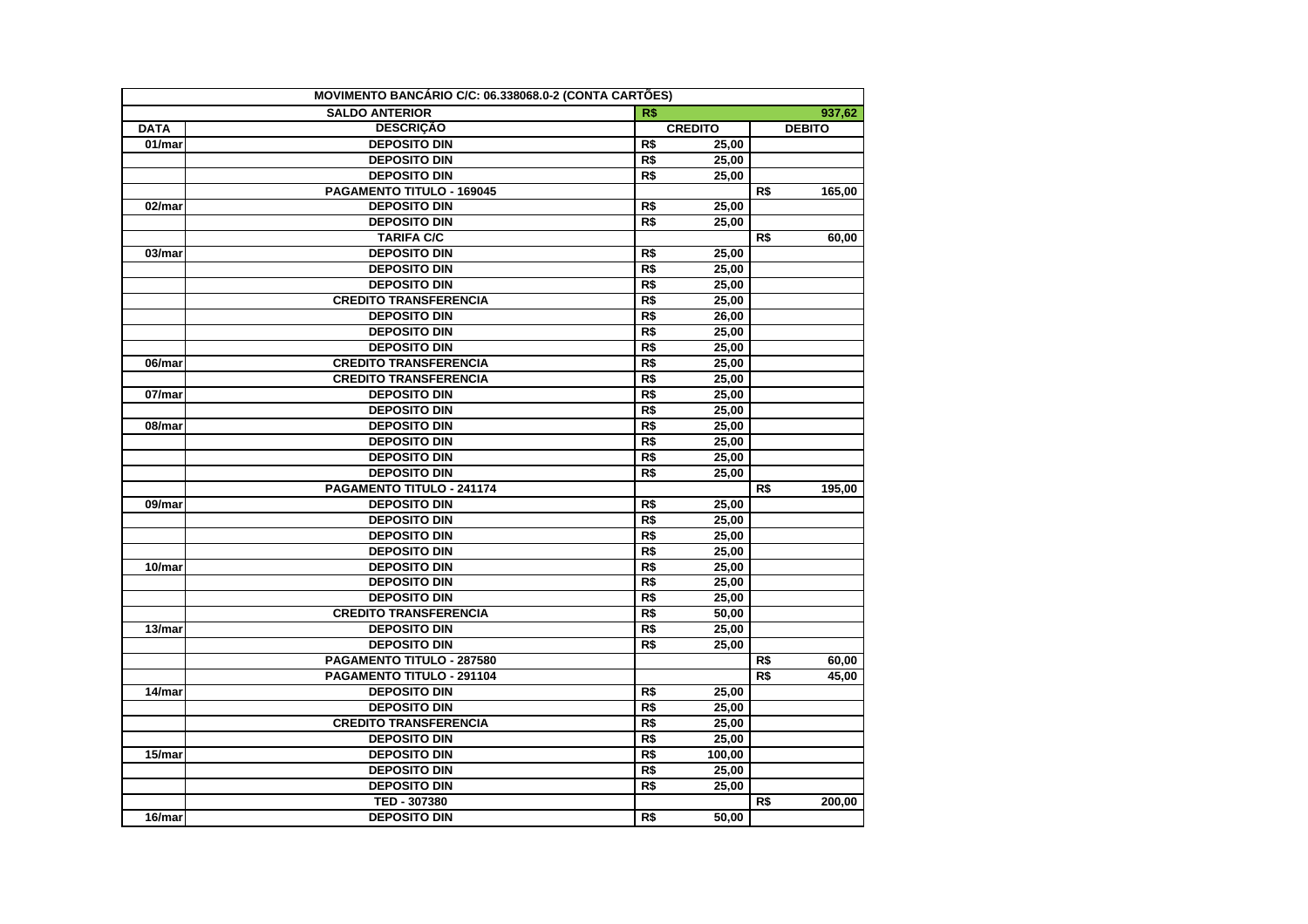| MOVIMENTO BANCÁRIO C/C: 06.338068.0-2 (CONTA CARTÕES) | | | |
|---|---|---|---|
| | **SALDO ANTERIOR** | R$ | 937,62 |
| **DATA** | **DESCRIÇÃO** | **CREDITO** | **DEBITO** |
| 01/mar | DEPOSITO DIN | R$ 25,00 | |
| | DEPOSITO DIN | R$ 25,00 | |
| | DEPOSITO DIN | R$ 25,00 | |
| | PAGAMENTO TITULO - 169045 | | R$ 165,00 |
| 02/mar | DEPOSITO DIN | R$ 25,00 | |
| | DEPOSITO DIN | R$ 25,00 | |
| | TARIFA C/C | | R$ 60,00 |
| 03/mar | DEPOSITO DIN | R$ 25,00 | |
| | DEPOSITO DIN | R$ 25,00 | |
| | DEPOSITO DIN | R$ 25,00 | |
| | CREDITO TRANSFERENCIA | R$ 25,00 | |
| | DEPOSITO DIN | R$ 26,00 | |
| | DEPOSITO DIN | R$ 25,00 | |
| | DEPOSITO DIN | R$ 25,00 | |
| 06/mar | CREDITO TRANSFERENCIA | R$ 25,00 | |
| | CREDITO TRANSFERENCIA | R$ 25,00 | |
| 07/mar | DEPOSITO DIN | R$ 25,00 | |
| | DEPOSITO DIN | R$ 25,00 | |
| 08/mar | DEPOSITO DIN | R$ 25,00 | |
| | DEPOSITO DIN | R$ 25,00 | |
| | DEPOSITO DIN | R$ 25,00 | |
| | DEPOSITO DIN | R$ 25,00 | |
| | PAGAMENTO TITULO - 241174 | | R$ 195,00 |
| 09/mar | DEPOSITO DIN | R$ 25,00 | |
| | DEPOSITO DIN | R$ 25,00 | |
| | DEPOSITO DIN | R$ 25,00 | |
| | DEPOSITO DIN | R$ 25,00 | |
| 10/mar | DEPOSITO DIN | R$ 25,00 | |
| | DEPOSITO DIN | R$ 25,00 | |
| | DEPOSITO DIN | R$ 25,00 | |
| | CREDITO TRANSFERENCIA | R$ 50,00 | |
| 13/mar | DEPOSITO DIN | R$ 25,00 | |
| | DEPOSITO DIN | R$ 25,00 | |
| | PAGAMENTO TITULO - 287580 | | R$ 60,00 |
| | PAGAMENTO TITULO - 291104 | | R$ 45,00 |
| 14/mar | DEPOSITO DIN | R$ 25,00 | |
| | DEPOSITO DIN | R$ 25,00 | |
| | CREDITO TRANSFERENCIA | R$ 25,00 | |
| | DEPOSITO DIN | R$ 25,00 | |
| 15/mar | DEPOSITO DIN | R$ 100,00 | |
| | DEPOSITO DIN | R$ 25,00 | |
| | DEPOSITO DIN | R$ 25,00 | |
| | TED - 307380 | | R$ 200,00 |
| 16/mar | DEPOSITO DIN | R$ 50,00 | |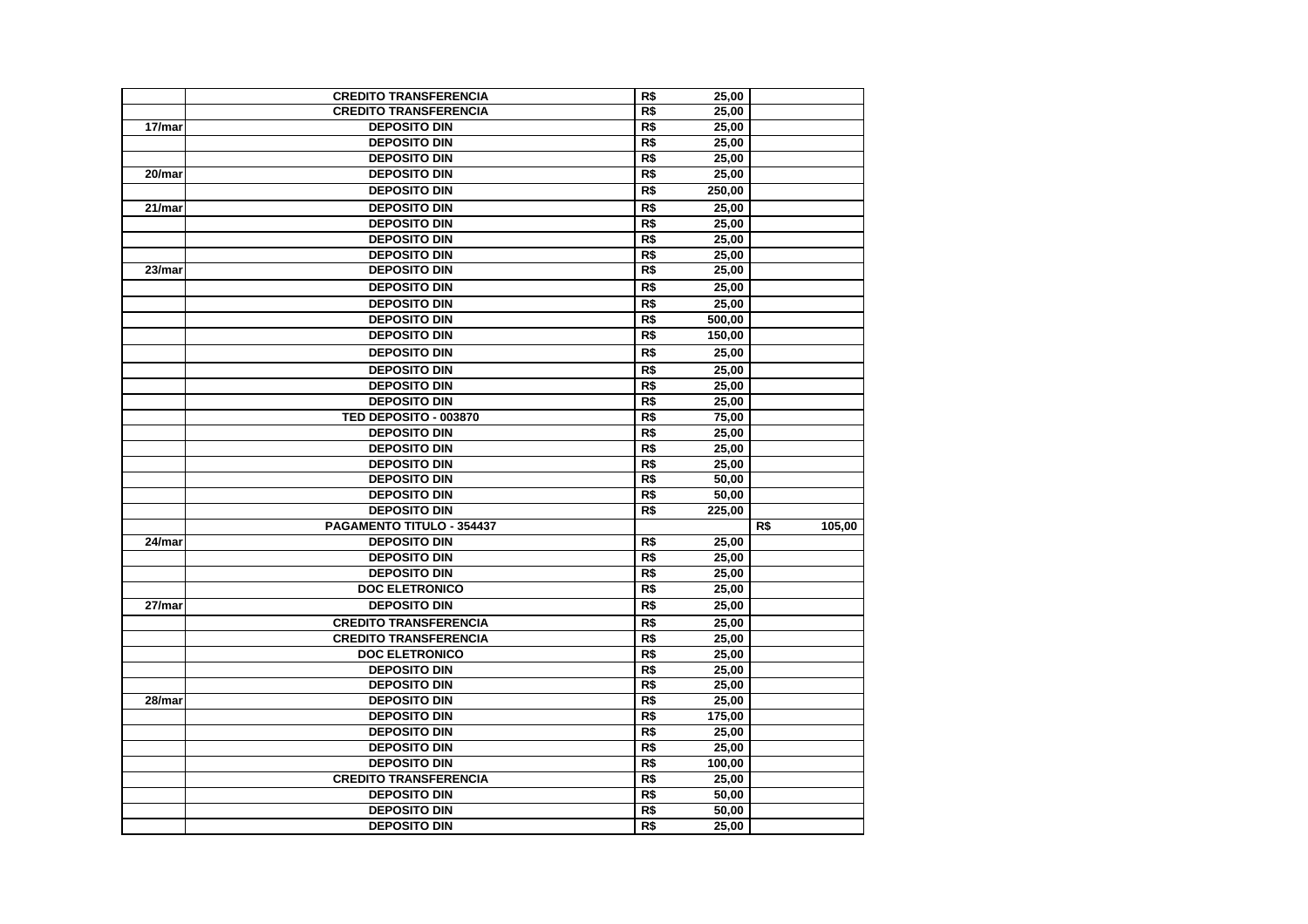| | | | |
|---|---|---|---|
| | CREDITO TRANSFERENCIA | R$ 25,00 | |
| | CREDITO TRANSFERENCIA | R$ 25,00 | |
| 17/mar | DEPOSITO DIN | R$ 25,00 | |
| | DEPOSITO DIN | R$ 25,00 | |
| | DEPOSITO DIN | R$ 25,00 | |
| 20/mar | DEPOSITO DIN | R$ 25,00 | |
| | DEPOSITO DIN | R$ 250,00 | |
| 21/mar | DEPOSITO DIN | R$ 25,00 | |
| | DEPOSITO DIN | R$ 25,00 | |
| | DEPOSITO DIN | R$ 25,00 | |
| | DEPOSITO DIN | R$ 25,00 | |
| 23/mar | DEPOSITO DIN | R$ 25,00 | |
| | DEPOSITO DIN | R$ 25,00 | |
| | DEPOSITO DIN | R$ 25,00 | |
| | DEPOSITO DIN | R$ 500,00 | |
| | DEPOSITO DIN | R$ 150,00 | |
| | DEPOSITO DIN | R$ 25,00 | |
| | DEPOSITO DIN | R$ 25,00 | |
| | DEPOSITO DIN | R$ 25,00 | |
| | DEPOSITO DIN | R$ 25,00 | |
| | TED DEPOSITO - 003870 | R$ 75,00 | |
| | DEPOSITO DIN | R$ 25,00 | |
| | DEPOSITO DIN | R$ 25,00 | |
| | DEPOSITO DIN | R$ 25,00 | |
| | DEPOSITO DIN | R$ 50,00 | |
| | DEPOSITO DIN | R$ 50,00 | |
| | DEPOSITO DIN | R$ 225,00 | |
| | PAGAMENTO TITULO - 354437 | | R$ 105,00 |
| 24/mar | DEPOSITO DIN | R$ 25,00 | |
| | DEPOSITO DIN | R$ 25,00 | |
| | DEPOSITO DIN | R$ 25,00 | |
| | DOC ELETRONICO | R$ 25,00 | |
| 27/mar | DEPOSITO DIN | R$ 25,00 | |
| | CREDITO TRANSFERENCIA | R$ 25,00 | |
| | CREDITO TRANSFERENCIA | R$ 25,00 | |
| | DOC ELETRONICO | R$ 25,00 | |
| | DEPOSITO DIN | R$ 25,00 | |
| | DEPOSITO DIN | R$ 25,00 | |
| 28/mar | DEPOSITO DIN | R$ 25,00 | |
| | DEPOSITO DIN | R$ 175,00 | |
| | DEPOSITO DIN | R$ 25,00 | |
| | DEPOSITO DIN | R$ 25,00 | |
| | DEPOSITO DIN | R$ 100,00 | |
| | CREDITO TRANSFERENCIA | R$ 25,00 | |
| | DEPOSITO DIN | R$ 50,00 | |
| | DEPOSITO DIN | R$ 50,00 | |
| | DEPOSITO DIN | R$ 25,00 | |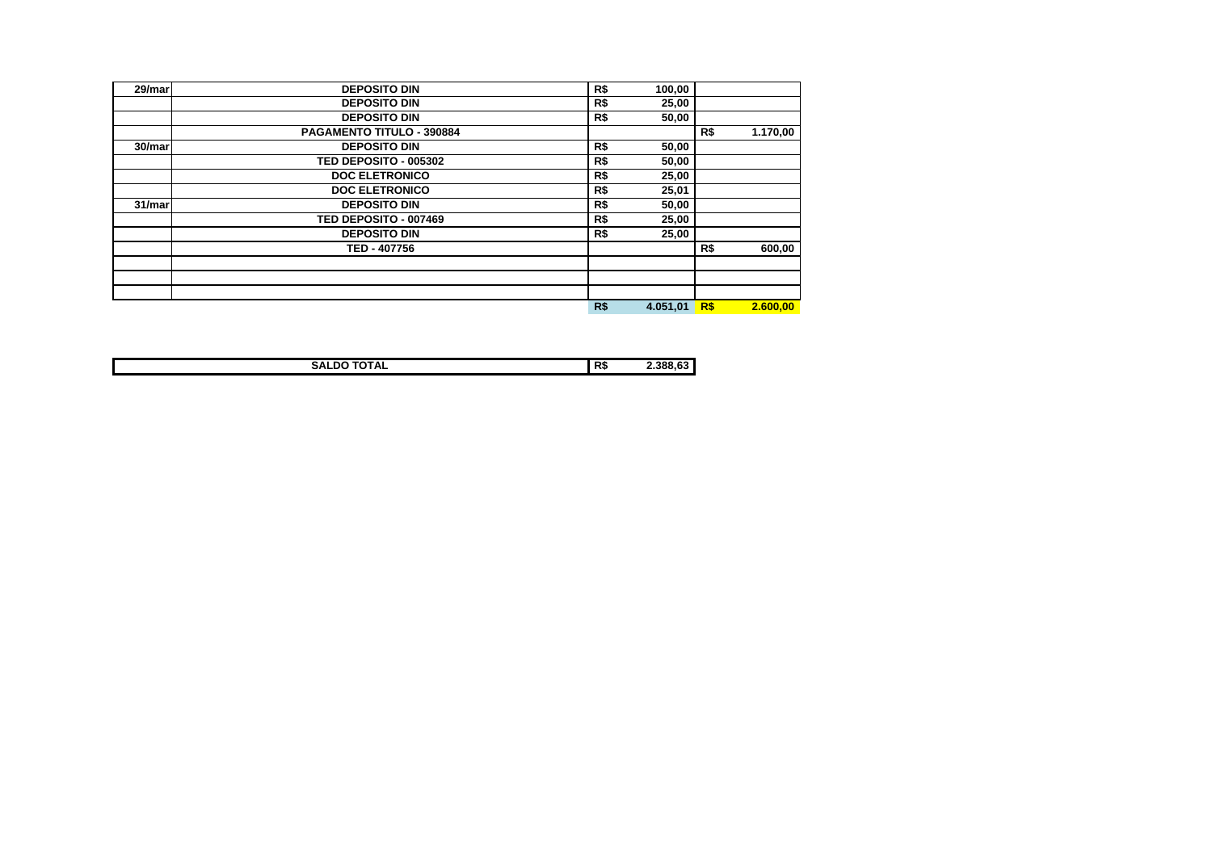| | | | | | |
|---|---|---|---|---|---|
| 29/mar | DEPOSITO DIN | R$ | 100,00 | | |
| | DEPOSITO DIN | R$ | 25,00 | | |
| | DEPOSITO DIN | R$ | 50,00 | | |
| | PAGAMENTO TITULO - 390884 | | | R$ | 1.170,00 |
| 30/mar | DEPOSITO DIN | R$ | 50,00 | | |
| | TED DEPOSITO - 005302 | R$ | 50,00 | | |
| | DOC ELETRONICO | R$ | 25,00 | | |
| | DOC ELETRONICO | R$ | 25,01 | | |
| 31/mar | DEPOSITO DIN | R$ | 50,00 | | |
| | TED DEPOSITO - 007469 | R$ | 25,00 | | |
| | DEPOSITO DIN | R$ | 25,00 | | |
| | TED - 407756 | | | R$ | 600,00 |
| | | | | | |
| | | | | | |
| | | | | | |
| | | R$ | 4.051,01 | R$ | 2.600,00 |

| | | |
|---|---|---|
| SALDO TOTAL | R$ | 2.388,63 |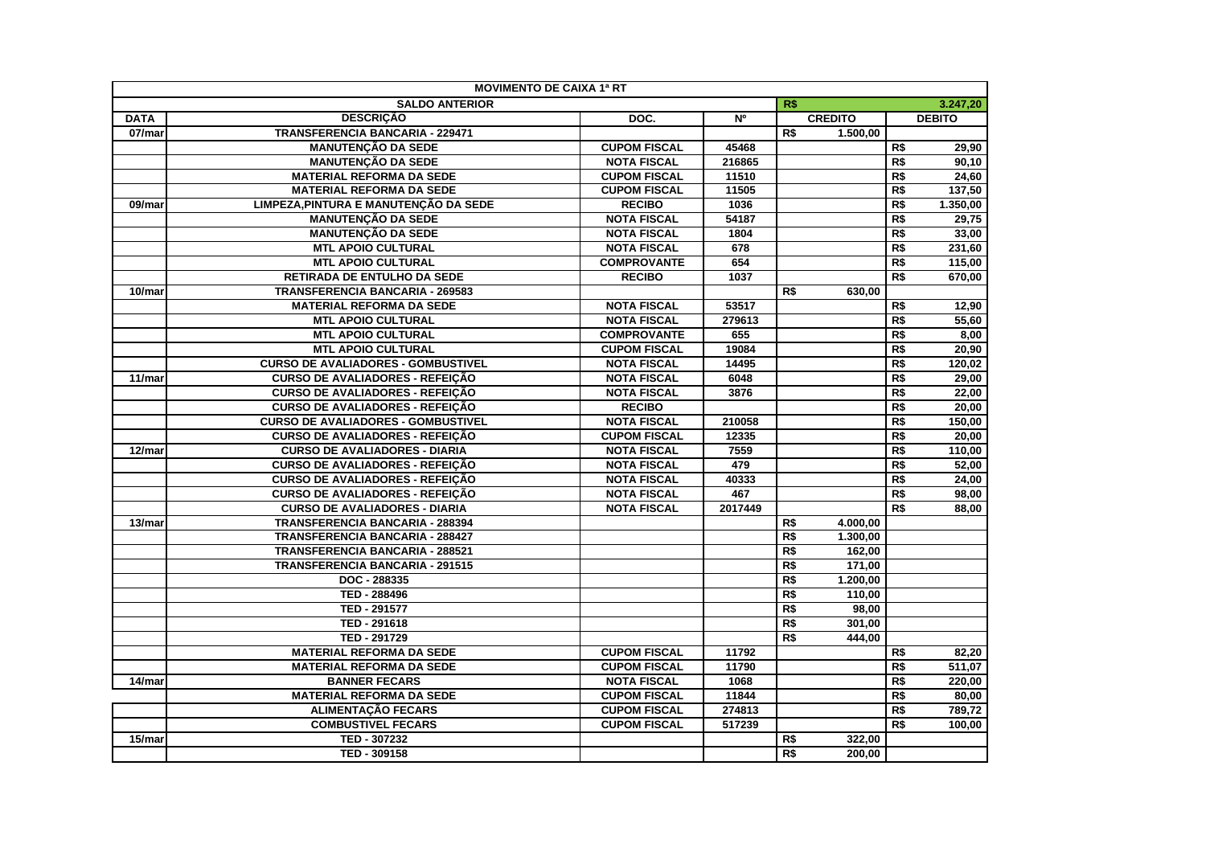| MOVIMENTO DE CAIXA 1ª RT | | | | | |
|---|---|---|---|---|---|
| SALDO ANTERIOR | | | | R$ | 3.247,20 |
| DATA | DESCRIÇÃO | DOC. | Nº | CREDITO | DEBITO |
| 07/mar | TRANSFERENCIA BANCARIA - 229471 | | | R$ 1.500,00 | |
| | MANUTENÇÃO DA SEDE | CUPOM FISCAL | 45468 | | R$ 29,90 |
| | MANUTENÇÃO DA SEDE | NOTA FISCAL | 216865 | | R$ 90,10 |
| | MATERIAL REFORMA DA SEDE | CUPOM FISCAL | 11510 | | R$ 24,60 |
| | MATERIAL REFORMA DA SEDE | CUPOM FISCAL | 11505 | | R$ 137,50 |
| 09/mar | LIMPEZA,PINTURA E MANUTENÇÃO DA SEDE | RECIBO | 1036 | | R$ 1.350,00 |
| | MANUTENÇÃO DA SEDE | NOTA FISCAL | 54187 | | R$ 29,75 |
| | MANUTENÇÃO DA SEDE | NOTA FISCAL | 1804 | | R$ 33,00 |
| | MTL APOIO CULTURAL | NOTA FISCAL | 678 | | R$ 231,60 |
| | MTL APOIO CULTURAL | COMPROVANTE | 654 | | R$ 115,00 |
| | RETIRADA DE ENTULHO DA SEDE | RECIBO | 1037 | | R$ 670,00 |
| 10/mar | TRANSFERENCIA BANCARIA - 269583 | | | R$ 630,00 | |
| | MATERIAL REFORMA DA SEDE | NOTA FISCAL | 53517 | | R$ 12,90 |
| | MTL APOIO CULTURAL | NOTA FISCAL | 279613 | | R$ 55,60 |
| | MTL APOIO CULTURAL | COMPROVANTE | 655 | | R$ 8,00 |
| | MTL APOIO CULTURAL | CUPOM FISCAL | 19084 | | R$ 20,90 |
| | CURSO DE AVALIADORES - GOMBUSTIVEL | NOTA FISCAL | 14495 | | R$ 120,02 |
| 11/mar | CURSO DE AVALIADORES - REFEIÇÃO | NOTA FISCAL | 6048 | | R$ 29,00 |
| | CURSO DE AVALIADORES - REFEIÇÃO | NOTA FISCAL | 3876 | | R$ 22,00 |
| | CURSO DE AVALIADORES - REFEIÇÃO | RECIBO | | | R$ 20,00 |
| | CURSO DE AVALIADORES - GOMBUSTIVEL | NOTA FISCAL | 210058 | | R$ 150,00 |
| | CURSO DE AVALIADORES - REFEIÇÃO | CUPOM FISCAL | 12335 | | R$ 20,00 |
| 12/mar | CURSO DE AVALIADORES - DIARIA | NOTA FISCAL | 7559 | | R$ 110,00 |
| | CURSO DE AVALIADORES - REFEIÇÃO | NOTA FISCAL | 479 | | R$ 52,00 |
| | CURSO DE AVALIADORES - REFEIÇÃO | NOTA FISCAL | 40333 | | R$ 24,00 |
| | CURSO DE AVALIADORES - REFEIÇÃO | NOTA FISCAL | 467 | | R$ 98,00 |
| | CURSO DE AVALIADORES - DIARIA | NOTA FISCAL | 2017449 | | R$ 88,00 |
| 13/mar | TRANSFERENCIA BANCARIA - 288394 | | | R$ 4.000,00 | |
| | TRANSFERENCIA BANCARIA - 288427 | | | R$ 1.300,00 | |
| | TRANSFERENCIA BANCARIA - 288521 | | | R$ 162,00 | |
| | TRANSFERENCIA BANCARIA - 291515 | | | R$ 171,00 | |
| | DOC - 288335 | | | R$ 1.200,00 | |
| | TED - 288496 | | | R$ 110,00 | |
| | TED - 291577 | | | R$ 98,00 | |
| | TED - 291618 | | | R$ 301,00 | |
| | TED - 291729 | | | R$ 444,00 | |
| | MATERIAL REFORMA DA SEDE | CUPOM FISCAL | 11792 | | R$ 82,20 |
| | MATERIAL REFORMA DA SEDE | CUPOM FISCAL | 11790 | | R$ 511,07 |
| 14/mar | BANNER FECARS | NOTA FISCAL | 1068 | | R$ 220,00 |
| | MATERIAL REFORMA DA SEDE | CUPOM FISCAL | 11844 | | R$ 80,00 |
| | ALIMENTAÇÃO FECARS | CUPOM FISCAL | 274813 | | R$ 789,72 |
| | COMBUSTIVEL FECARS | CUPOM FISCAL | 517239 | | R$ 100,00 |
| 15/mar | TED - 307232 | | | R$ 322,00 | |
| | TED - 309158 | | | R$ 200,00 | |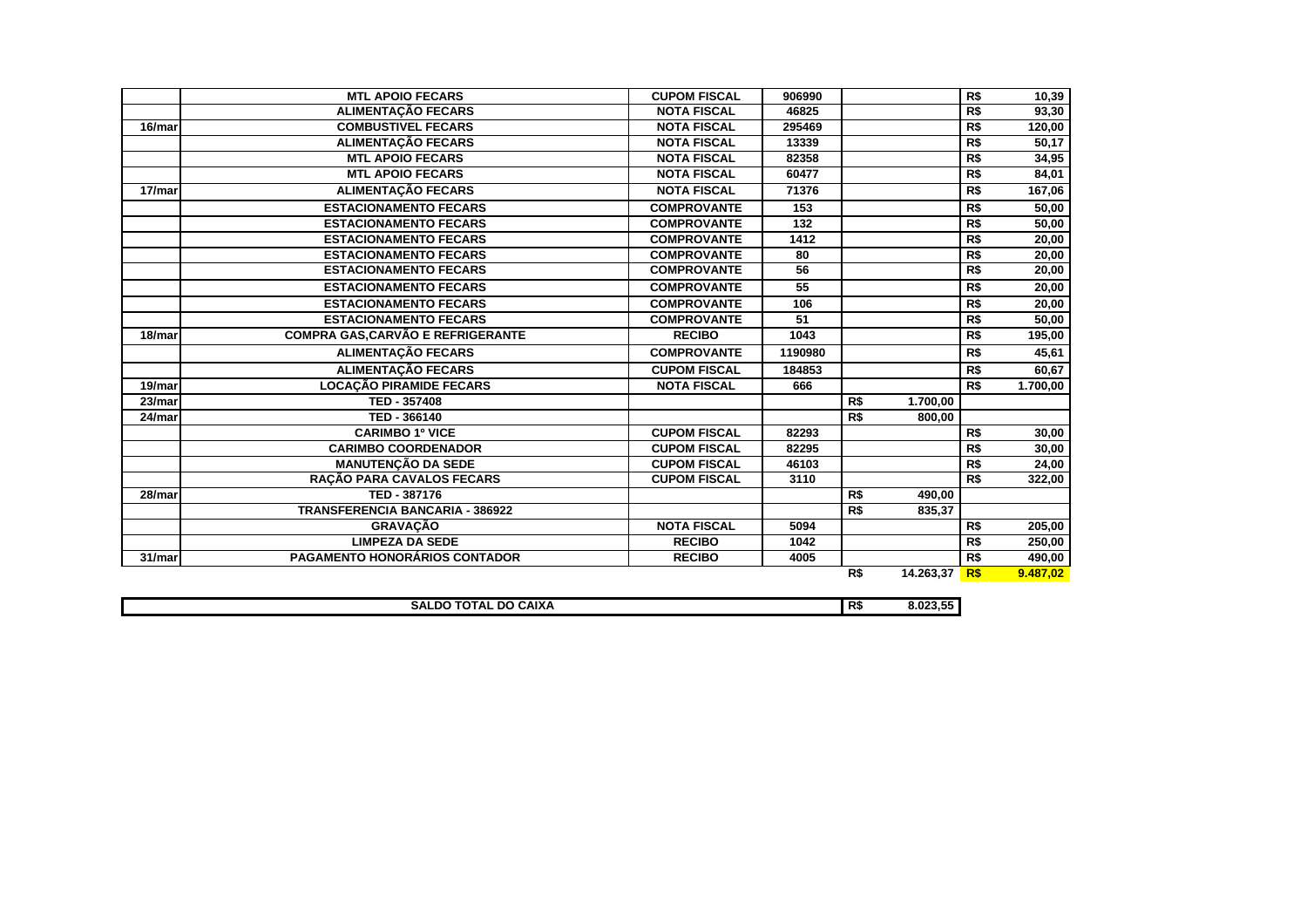| | | | | | |
|---|---|---|---|---|---|
| | MTL APOIO FECARS | CUPOM FISCAL | 906990 | | R$ 10,39 |
| | ALIMENTAÇÃO FECARS | NOTA FISCAL | 46825 | | R$ 93,30 |
| 16/mar | COMBUSTIVEL FECARS | NOTA FISCAL | 295469 | | R$ 120,00 |
| | ALIMENTAÇÃO FECARS | NOTA FISCAL | 13339 | | R$ 50,17 |
| | MTL APOIO FECARS | NOTA FISCAL | 82358 | | R$ 34,95 |
| | MTL APOIO FECARS | NOTA FISCAL | 60477 | | R$ 84,01 |
| 17/mar | ALIMENTAÇÃO FECARS | NOTA FISCAL | 71376 | | R$ 167,06 |
| | ESTACIONAMENTO FECARS | COMPROVANTE | 153 | | R$ 50,00 |
| | ESTACIONAMENTO FECARS | COMPROVANTE | 132 | | R$ 50,00 |
| | ESTACIONAMENTO FECARS | COMPROVANTE | 1412 | | R$ 20,00 |
| | ESTACIONAMENTO FECARS | COMPROVANTE | 80 | | R$ 20,00 |
| | ESTACIONAMENTO FECARS | COMPROVANTE | 56 | | R$ 20,00 |
| | ESTACIONAMENTO FECARS | COMPROVANTE | 55 | | R$ 20,00 |
| | ESTACIONAMENTO FECARS | COMPROVANTE | 106 | | R$ 20,00 |
| | ESTACIONAMENTO FECARS | COMPROVANTE | 51 | | R$ 50,00 |
| 18/mar | COMPRA GAS,CARVÃO E REFRIGERANTE | RECIBO | 1043 | | R$ 195,00 |
| | ALIMENTAÇÃO FECARS | COMPROVANTE | 1190980 | | R$ 45,61 |
| | ALIMENTAÇÃO FECARS | CUPOM FISCAL | 184853 | | R$ 60,67 |
| 19/mar | LOCAÇÃO PIRAMIDE FECARS | NOTA FISCAL | 666 | | R$ 1.700,00 |
| 23/mar | TED - 357408 | | | R$ 1.700,00 | |
| 24/mar | TED - 366140 | | | R$ 800,00 | |
| | CARIMBO 1º VICE | CUPOM FISCAL | 82293 | | R$ 30,00 |
| | CARIMBO COORDENADOR | CUPOM FISCAL | 82295 | | R$ 30,00 |
| | MANUTENÇÃO DA SEDE | CUPOM FISCAL | 46103 | | R$ 24,00 |
| | RAÇÃO PARA CAVALOS FECARS | CUPOM FISCAL | 3110 | | R$ 322,00 |
| 28/mar | TED - 387176 | | | R$ 490,00 | |
| | TRANSFERENCIA BANCARIA - 386922 | | | R$ 835,37 | |
| | GRAVAÇÃO | NOTA FISCAL | 5094 | | R$ 205,00 |
| | LIMPEZA DA SEDE | RECIBO | 1042 | | R$ 250,00 |
| 31/mar | PAGAMENTO HONORÁRIOS CONTADOR | RECIBO | 4005 | | R$ 490,00 |
| | | | | R$ 14.263,37 | R$ 9.487,02 |

| | |
|---|---|
| SALDO TOTAL DO CAIXA | R$ 8.023,55 |